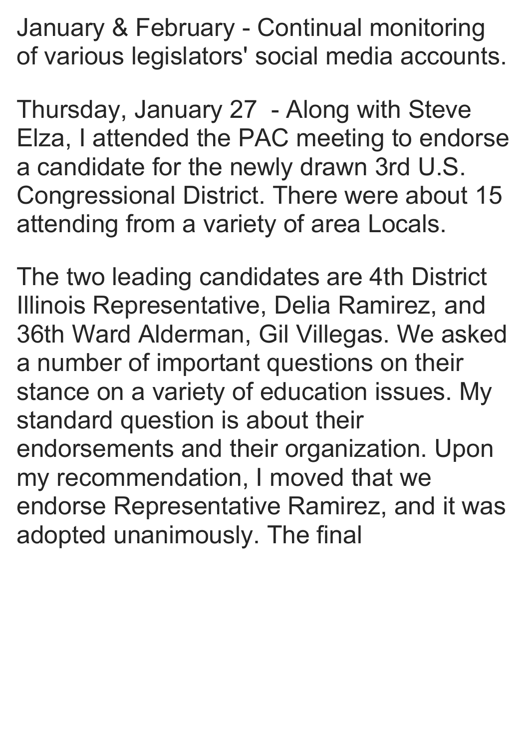January & February - Continual monitoring of various legislators' social media accounts.

Thursday, January 27 - Along with Steve Elza, I attended the PAC meeting to endorse a candidate for the newly drawn 3rd U.S. Congressional District. There were about 15 attending from a variety of area Locals.

The two leading candidates are 4th District Illinois Representative, Delia Ramirez, and 36th Ward Alderman, Gil Villegas. We asked a number of important questions on their stance on a variety of education issues. My standard question is about their endorsements and their organization. Upon my recommendation, I moved that we endorse Representative Ramirez, and it was adopted unanimously. The final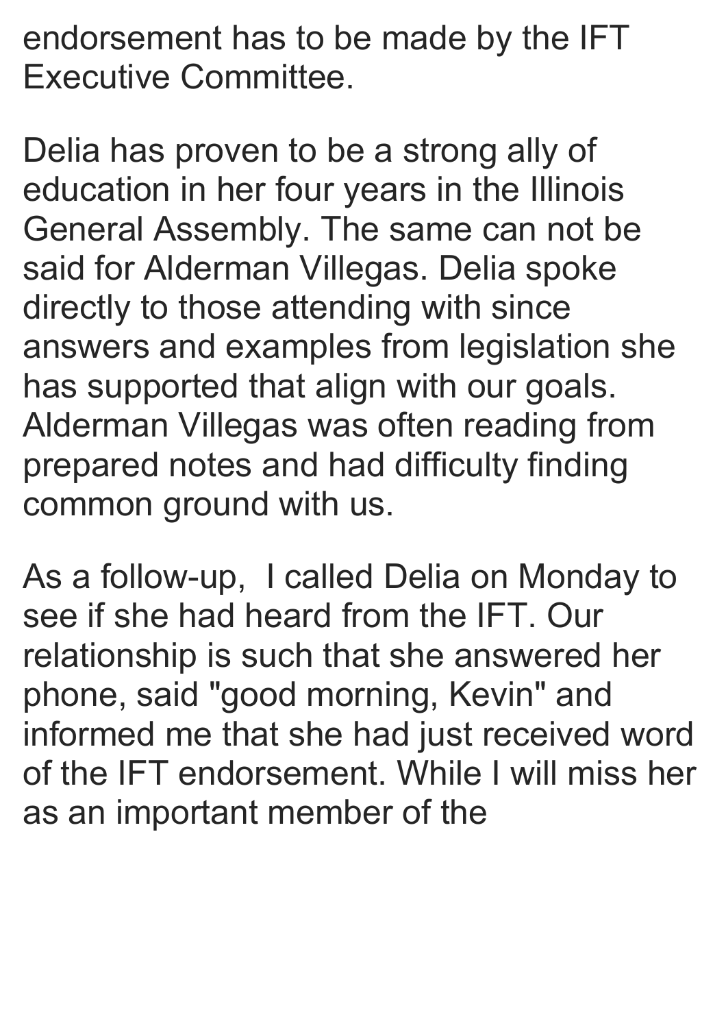endorsement has to be made by the IFT Executive Committee.

Delia has proven to be a strong ally of education in her four years in the Illinois General Assembly. The same can not be said for Alderman Villegas. Delia spoke directly to those attending with since answers and examples from legislation she has supported that align with our goals. Alderman Villegas was often reading from prepared notes and had difficulty finding common ground with us.

As a follow-up,  I called Delia on Monday to see if she had heard from the IFT. Our relationship is such that she answered her phone, said "good morning, Kevin" and informed me that she had just received word of the IFT endorsement. While I will miss her as an important member of the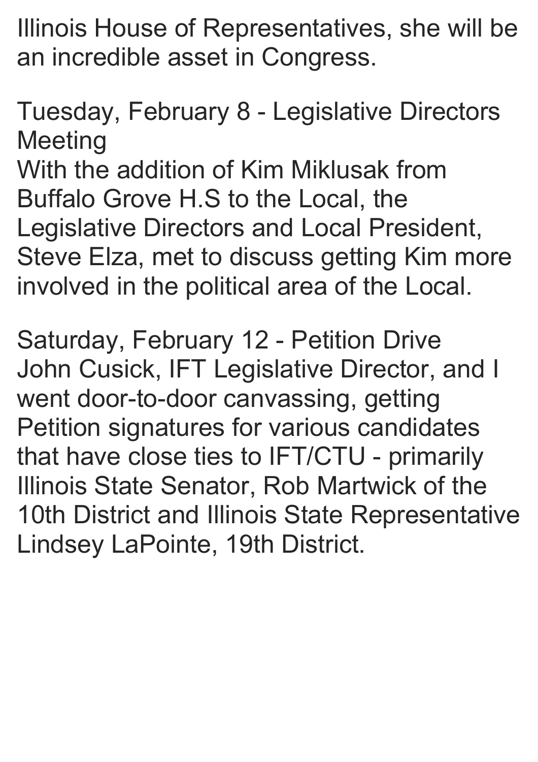Illinois House of Representatives, she will be an incredible asset in Congress.

Tuesday, February 8 - Legislative Directors Meeting
With the addition of Kim Miklusak from Buffalo Grove H.S to the Local, the Legislative Directors and Local President, Steve Elza, met to discuss getting Kim more involved in the political area of the Local.

Saturday, February 12 - Petition Drive
John Cusick, IFT Legislative Director, and I went door-to-door canvassing, getting Petition signatures for various candidates that have close ties to IFT/CTU - primarily Illinois State Senator, Rob Martwick of the 10th District and Illinois State Representative Lindsey LaPointe, 19th District.